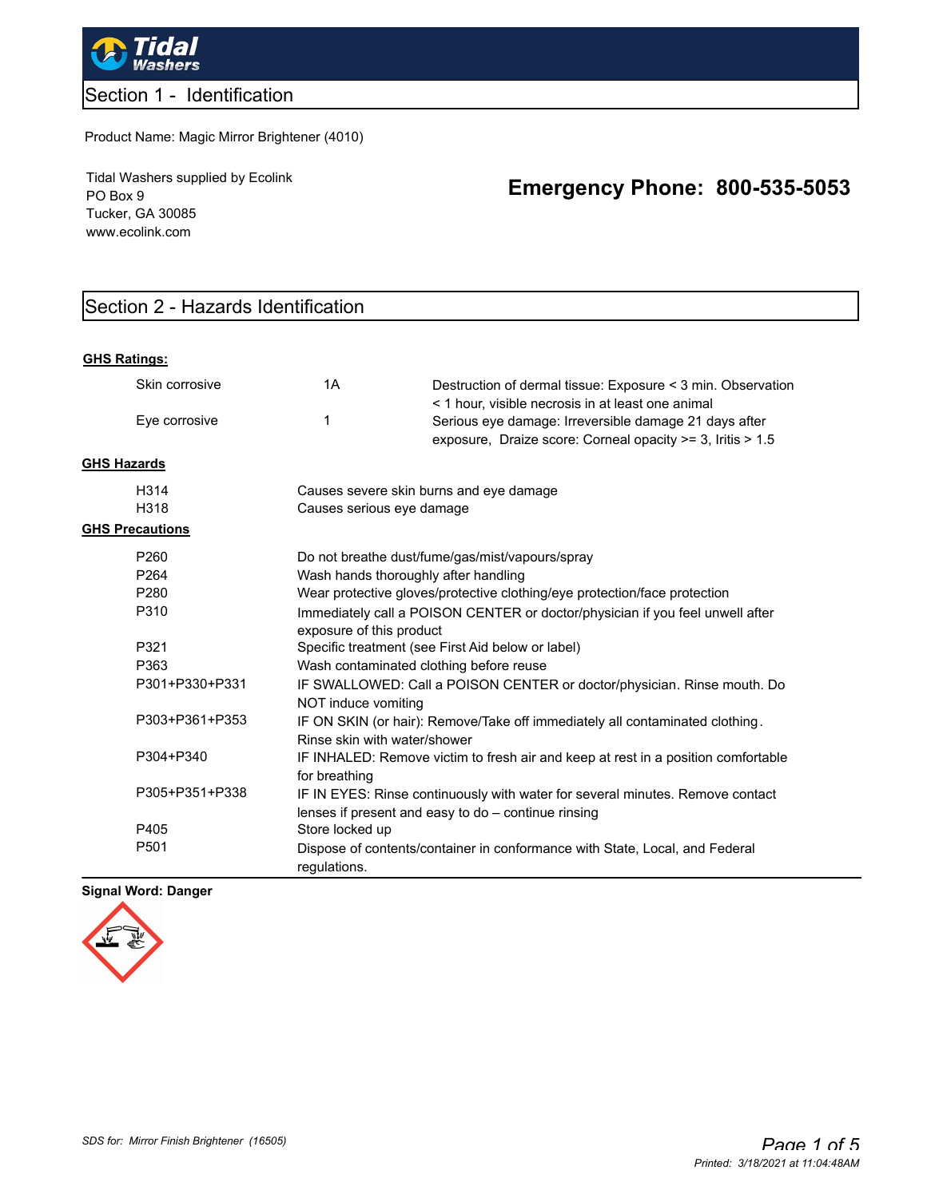# Tidal Washers

## Section 1 - Identification

Product Name: Magic Mirror Brightener (4010)

Tidal Washers supplied by Ecolink
PO Box 9
Tucker, GA 30085
www.ecolink.com

**Emergency Phone: 800-535-5053**

## Section 2 - Hazards Identification

**GHS Ratings:**

| | | |
|---|---|---|
| Skin corrosive | 1A | Destruction of dermal tissue: Exposure < 3 min. Observation < 1 hour, visible necrosis in at least one animal |
| Eye corrosive | 1 | Serious eye damage: Irreversible damage 21 days after exposure, Draize score: Corneal opacity >= 3, Iritis > 1.5 |

**GHS Hazards**

| | |
|---|---|
| H314 | Causes severe skin burns and eye damage |
| H318 | Causes serious eye damage |

**GHS Precautions**

| | |
|---|---|
| P260 | Do not breathe dust/fume/gas/mist/vapours/spray |
| P264 | Wash hands thoroughly after handling |
| P280 | Wear protective gloves/protective clothing/eye protection/face protection |
| P310 | Immediately call a POISON CENTER or doctor/physician if you feel unwell after exposure of this product |
| P321 | Specific treatment (see First Aid below or label) |
| P363 | Wash contaminated clothing before reuse |
| P301+P330+P331 | IF SWALLOWED: Call a POISON CENTER or doctor/physician. Rinse mouth. Do NOT induce vomiting |
| P303+P361+P353 | IF ON SKIN (or hair): Remove/Take off immediately all contaminated clothing. Rinse skin with water/shower |
| P304+P340 | IF INHALED: Remove victim to fresh air and keep at rest in a position comfortable for breathing |
| P305+P351+P338 | IF IN EYES: Rinse continuously with water for several minutes. Remove contact lenses if present and easy to do – continue rinsing |
| P405 | Store locked up |
| P501 | Dispose of contents/container in conformance with State, Local, and Federal regulations. |

**Signal Word: Danger**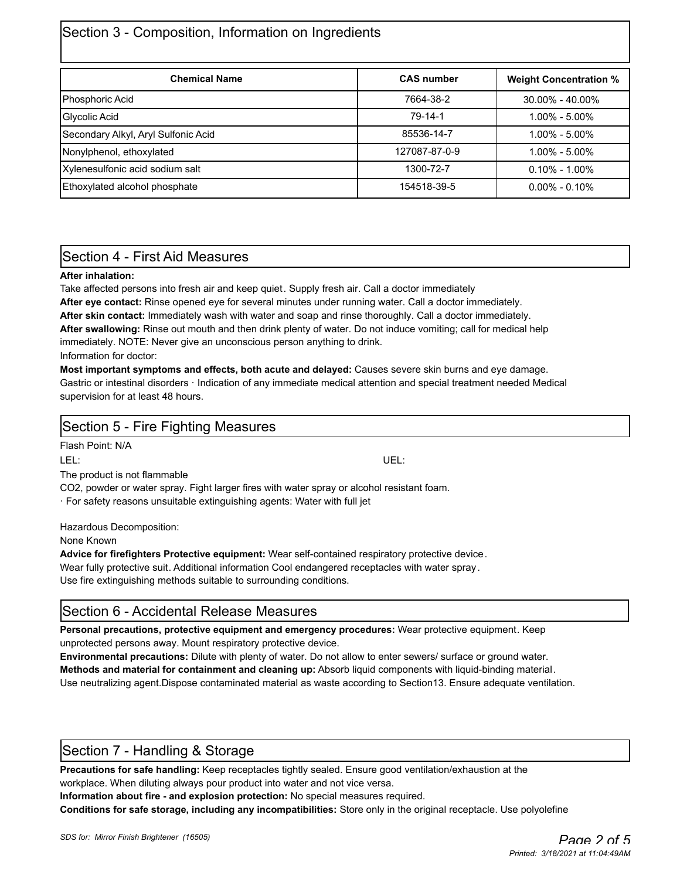## Section 3 - Composition, Information on Ingredients

| Chemical Name | CAS number | Weight Concentration % |
|---|---|---|
| Phosphoric Acid | 7664-38-2 | 30.00% - 40.00% |
| Glycolic Acid | 79-14-1 | 1.00% - 5.00% |
| Secondary Alkyl, Aryl Sulfonic Acid | 85536-14-7 | 1.00% - 5.00% |
| Nonylphenol, ethoxylated | 127087-87-0-9 | 1.00% - 5.00% |
| Xylenesulfonic acid sodium salt | 1300-72-7 | 0.10% - 1.00% |
| Ethoxylated alcohol phosphate | 154518-39-5 | 0.00% - 0.10% |

## Section 4 - First Aid Measures

**After inhalation:**
Take affected persons into fresh air and keep quiet. Supply fresh air. Call a doctor immediately
**After eye contact:** Rinse opened eye for several minutes under running water. Call a doctor immediately.
**After skin contact:** Immediately wash with water and soap and rinse thoroughly. Call a doctor immediately.
**After swallowing:** Rinse out mouth and then drink plenty of water. Do not induce vomiting; call for medical help immediately. NOTE: Never give an unconscious person anything to drink.
Information for doctor:
**Most important symptoms and effects, both acute and delayed:** Causes severe skin burns and eye damage. Gastric or intestinal disorders · Indication of any immediate medical attention and special treatment needed Medical supervision for at least 48 hours.

## Section 5 - Fire Fighting Measures

Flash Point: N/A
LEL: UEL:
The product is not flammable
CO2, powder or water spray. Fight larger fires with water spray or alcohol resistant foam.
· For safety reasons unsuitable extinguishing agents: Water with full jet

Hazardous Decomposition:
None Known
**Advice for firefighters Protective equipment:** Wear self-contained respiratory protective device.
Wear fully protective suit. Additional information Cool endangered receptacles with water spray.
Use fire extinguishing methods suitable to surrounding conditions.

## Section 6 - Accidental Release Measures

**Personal precautions, protective equipment and emergency procedures:** Wear protective equipment. Keep unprotected persons away. Mount respiratory protective device.
**Environmental precautions:** Dilute with plenty of water. Do not allow to enter sewers/ surface or ground water.
**Methods and material for containment and cleaning up:** Absorb liquid components with liquid-binding material. Use neutralizing agent.Dispose contaminated material as waste according to Section13. Ensure adequate ventilation.

## Section 7 - Handling & Storage

**Precautions for safe handling:** Keep receptacles tightly sealed. Ensure good ventilation/exhaustion at the workplace. When diluting always pour product into water and not vice versa.
**Information about fire - and explosion protection:** No special measures required.
**Conditions for safe storage, including any incompatibilities:** Store only in the original receptacle. Use polyolefine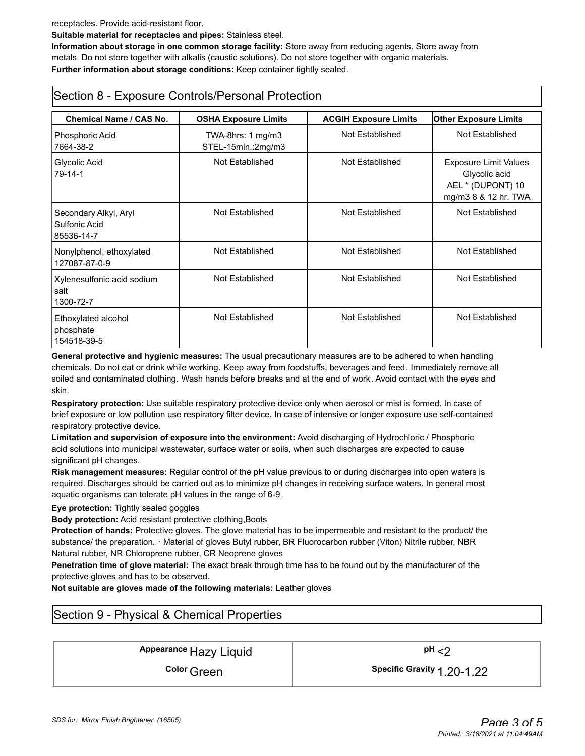receptacles. Provide acid-resistant floor.

**Suitable material for receptacles and pipes:** Stainless steel.

**Information about storage in one common storage facility:** Store away from reducing agents. Store away from metals. Do not store together with alkalis (caustic solutions). Do not store together with organic materials.

**Further information about storage conditions:** Keep container tightly sealed.

## Section 8 - Exposure Controls/Personal Protection

| Chemical Name / CAS No. | OSHA Exposure Limits | ACGIH Exposure Limits | Other Exposure Limits |
|---|---|---|---|
| Phosphoric Acid 7664-38-2 | TWA-8hrs: 1 mg/m3 STEL-15min.:2mg/m3 | Not Established | Not Established |
| Glycolic Acid 79-14-1 | Not Established | Not Established | Exposure Limit Values Glycolic acid AEL * (DUPONT) 10 mg/m3 8 & 12 hr. TWA |
| Secondary Alkyl, Aryl Sulfonic Acid 85536-14-7 | Not Established | Not Established | Not Established |
| Nonylphenol, ethoxylated 127087-87-0-9 | Not Established | Not Established | Not Established |
| Xylenesulfonic acid sodium salt 1300-72-7 | Not Established | Not Established | Not Established |
| Ethoxylated alcohol phosphate 154518-39-5 | Not Established | Not Established | Not Established |

**General protective and hygienic measures:** The usual precautionary measures are to be adhered to when handling chemicals. Do not eat or drink while working. Keep away from foodstuffs, beverages and feed. Immediately remove all soiled and contaminated clothing. Wash hands before breaks and at the end of work. Avoid contact with the eyes and skin.

**Respiratory protection:** Use suitable respiratory protective device only when aerosol or mist is formed. In case of brief exposure or low pollution use respiratory filter device. In case of intensive or longer exposure use self-contained respiratory protective device.

**Limitation and supervision of exposure into the environment:** Avoid discharging of Hydrochloric / Phosphoric acid solutions into municipal wastewater, surface water or soils, when such discharges are expected to cause significant pH changes.

**Risk management measures:** Regular control of the pH value previous to or during discharges into open waters is required. Discharges should be carried out as to minimize pH changes in receiving surface waters. In general most aquatic organisms can tolerate pH values in the range of 6-9.

**Eye protection:** Tightly sealed goggles

**Body protection:** Acid resistant protective clothing,Boots

**Protection of hands:** Protective gloves. The glove material has to be impermeable and resistant to the product/ the substance/ the preparation. · Material of gloves Butyl rubber, BR Fluorocarbon rubber (Viton) Nitrile rubber, NBR Natural rubber, NR Chloroprene rubber, CR Neoprene gloves

**Penetration time of glove material:** The exact break through time has to be found out by the manufacturer of the protective gloves and has to be observed.

**Not suitable are gloves made of the following materials:** Leather gloves

## Section 9 - Physical & Chemical Properties

| | |
|---|---|
| **Appearance** Hazy Liquid | **pH** <2 |
| **Color** Green | **Specific Gravity** 1.20-1.22 |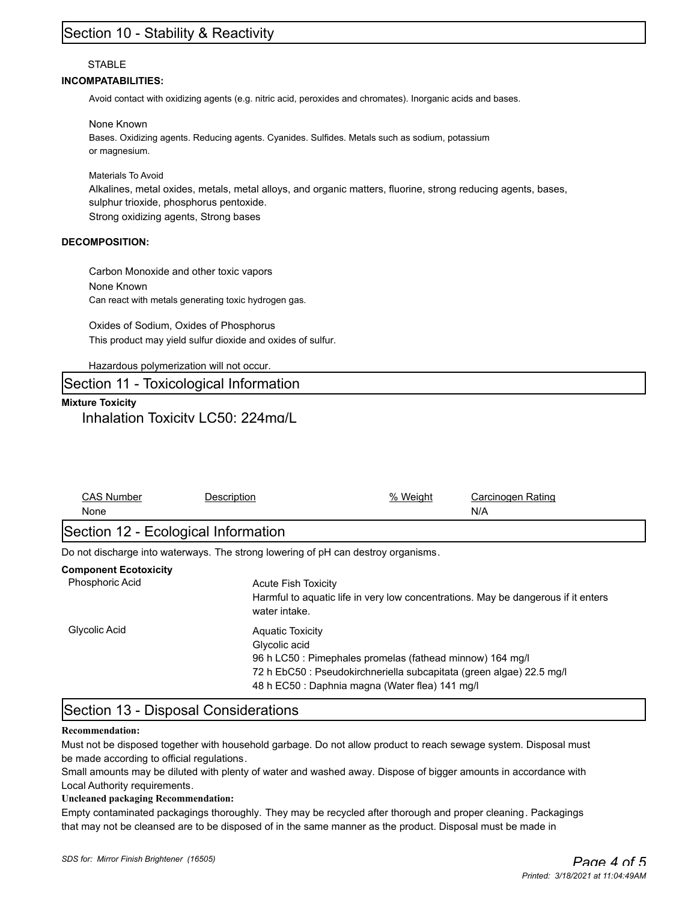## Section 10 - Stability & Reactivity

STABLE

**INCOMPATABILITIES:**

Avoid contact with oxidizing agents (e.g. nitric acid, peroxides and chromates). Inorganic acids and bases.

None Known

Bases. Oxidizing agents. Reducing agents. Cyanides. Sulfides. Metals such as sodium, potassium or magnesium.

Materials To Avoid

Alkalines, metal oxides, metals, metal alloys, and organic matters, fluorine, strong reducing agents, bases, sulphur trioxide, phosphorus pentoxide.

Strong oxidizing agents, Strong bases

**DECOMPOSITION:**

Carbon Monoxide and other toxic vapors

None Known

Can react with metals generating toxic hydrogen gas.

Oxides of Sodium, Oxides of Phosphorus

This product may yield sulfur dioxide and oxides of sulfur.

Hazardous polymerization will not occur.

## Section 11 - Toxicological Information

**Mixture Toxicity**

Inhalation Toxicity LC50: 224mg/L

| CAS Number | Description | % Weight | Carcinogen Rating |
|---|---|---|---|
| None | | | N/A |

## Section 12 - Ecological Information

Do not discharge into waterways. The strong lowering of pH can destroy organisms.

**Component Ecotoxicity**

| | |
|---|---|
| Phosphoric Acid | Acute Fish Toxicity<br>Harmful to aquatic life in very low concentrations. May be dangerous if it enters water intake. |
| Glycolic Acid | Aquatic Toxicity<br>Glycolic acid<br>96 h LC50 : Pimephales promelas (fathead minnow) 164 mg/l<br>72 h EbC50 : Pseudokirchneriella subcapitata (green algae) 22.5 mg/l<br>48 h EC50 : Daphnia magna (Water flea) 141 mg/l |

## Section 13 - Disposal Considerations

**Recommendation:**

Must not be disposed together with household garbage. Do not allow product to reach sewage system. Disposal must be made according to official regulations.

Small amounts may be diluted with plenty of water and washed away. Dispose of bigger amounts in accordance with Local Authority requirements.

**Uncleaned packaging Recommendation:**

Empty contaminated packagings thoroughly. They may be recycled after thorough and proper cleaning. Packagings that may not be cleansed are to be disposed of in the same manner as the product. Disposal must be made in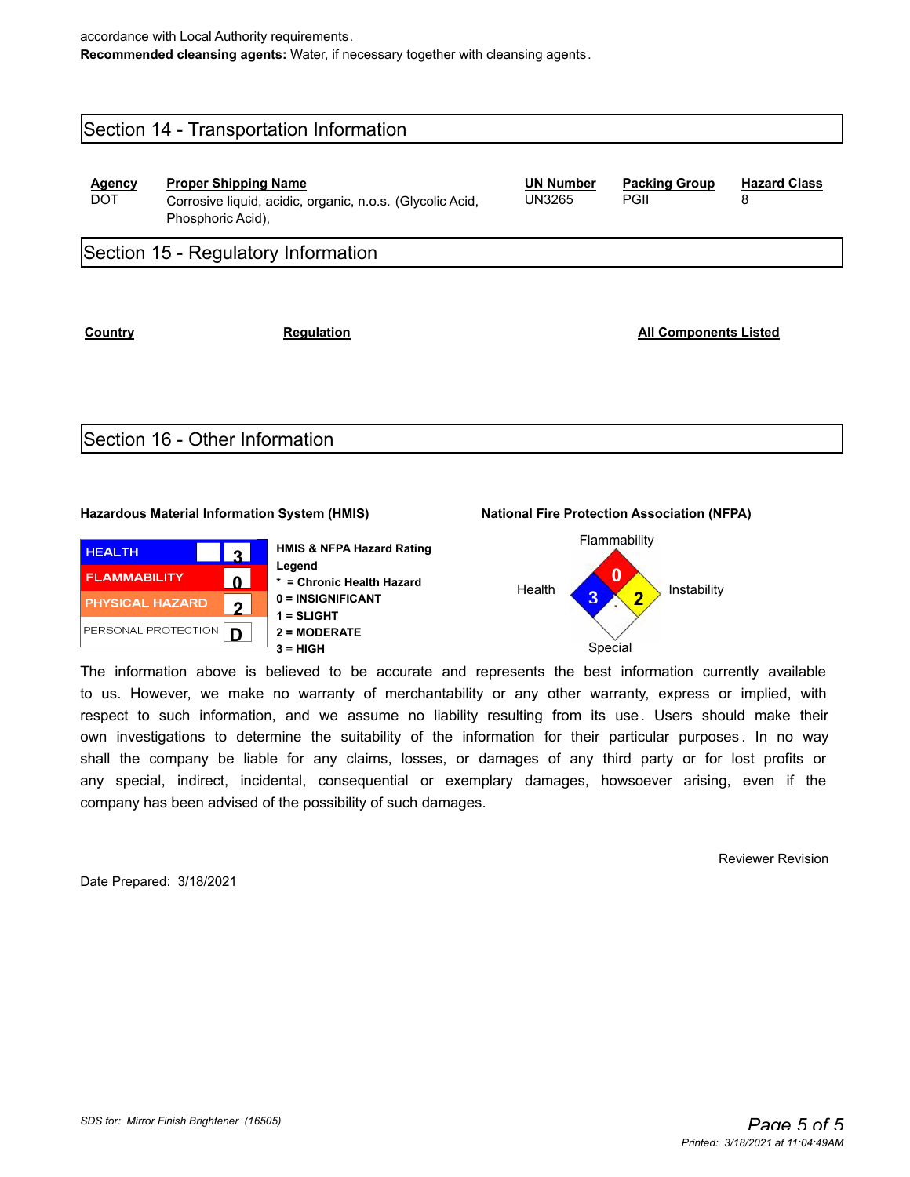accordance with Local Authority requirements.
**Recommended cleansing agents:** Water, if necessary together with cleansing agents.

## Section 14 - Transportation Information

| Agency | Proper Shipping Name | UN Number | Packing Group | Hazard Class |
|---|---|---|---|---|
| DOT | Corrosive liquid, acidic, organic, n.o.s. (Glycolic Acid, Phosphoric Acid), | UN3265 | PGII | 8 |

## Section 15 - Regulatory Information

| Country | Regulation | All Components Listed |
|---|---|---|

## Section 16 - Other Information

**Hazardous Material Information System (HMIS)**

| | |
|---|---|
| HEALTH | 3 |
| FLAMMABILITY | 0 |
| PHYSICAL HAZARD | 2 |
| PERSONAL PROTECTION | D |

**HMIS & NFPA Hazard Rating Legend**
* = Chronic Health Hazard
0 = INSIGNIFICANT
1 = SLIGHT
2 = MODERATE
3 = HIGH

**National Fire Protection Association (NFPA)**

Flammability 0
Health 3
Instability 2
Special

The information above is believed to be accurate and represents the best information currently available to us. However, we make no warranty of merchantability or any other warranty, express or implied, with respect to such information, and we assume no liability resulting from its use. Users should make their own investigations to determine the suitability of the information for their particular purposes. In no way shall the company be liable for any claims, losses, or damages of any third party or for lost profits or any special, indirect, incidental, consequential or exemplary damages, howsoever arising, even if the company has been advised of the possibility of such damages.

Reviewer Revision

Date Prepared: 3/18/2021